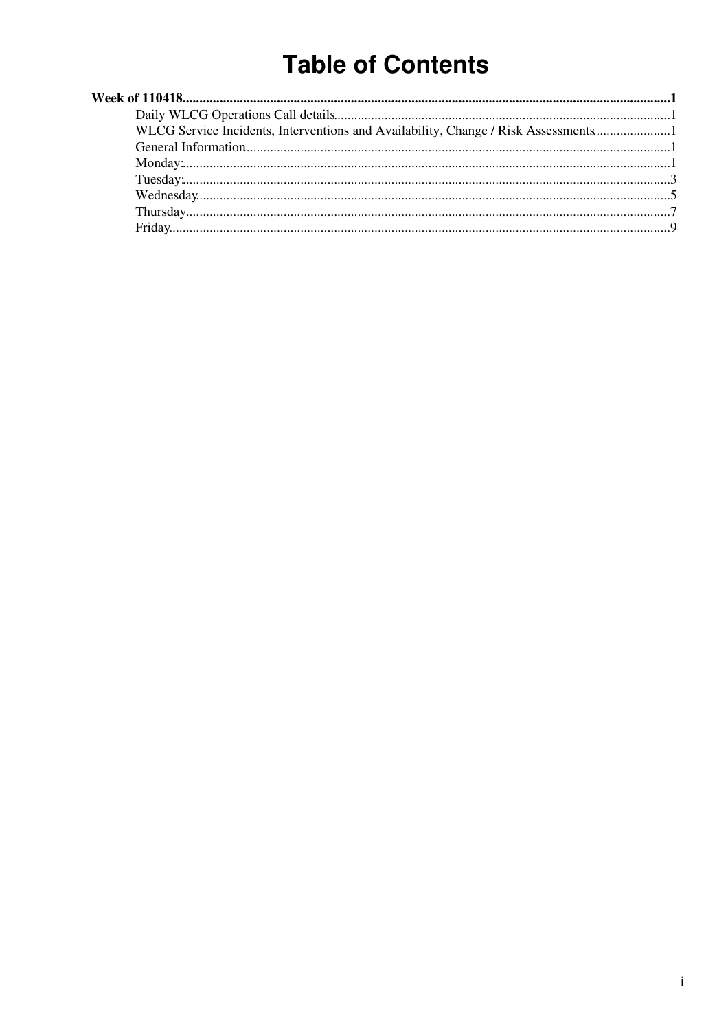# Table of Contents

**Week of 110418**......................................................................1

- Daily WLCG Operations Call details......................................................................1
- WLCG Service Incidents, Interventions and Availability, Change / Risk Assessments......................................................................1
- General Information......................................................................1
- Monday:......................................................................1
- Tuesday:......................................................................3
- Wednesday......................................................................5
- Thursday......................................................................7
- Friday......................................................................9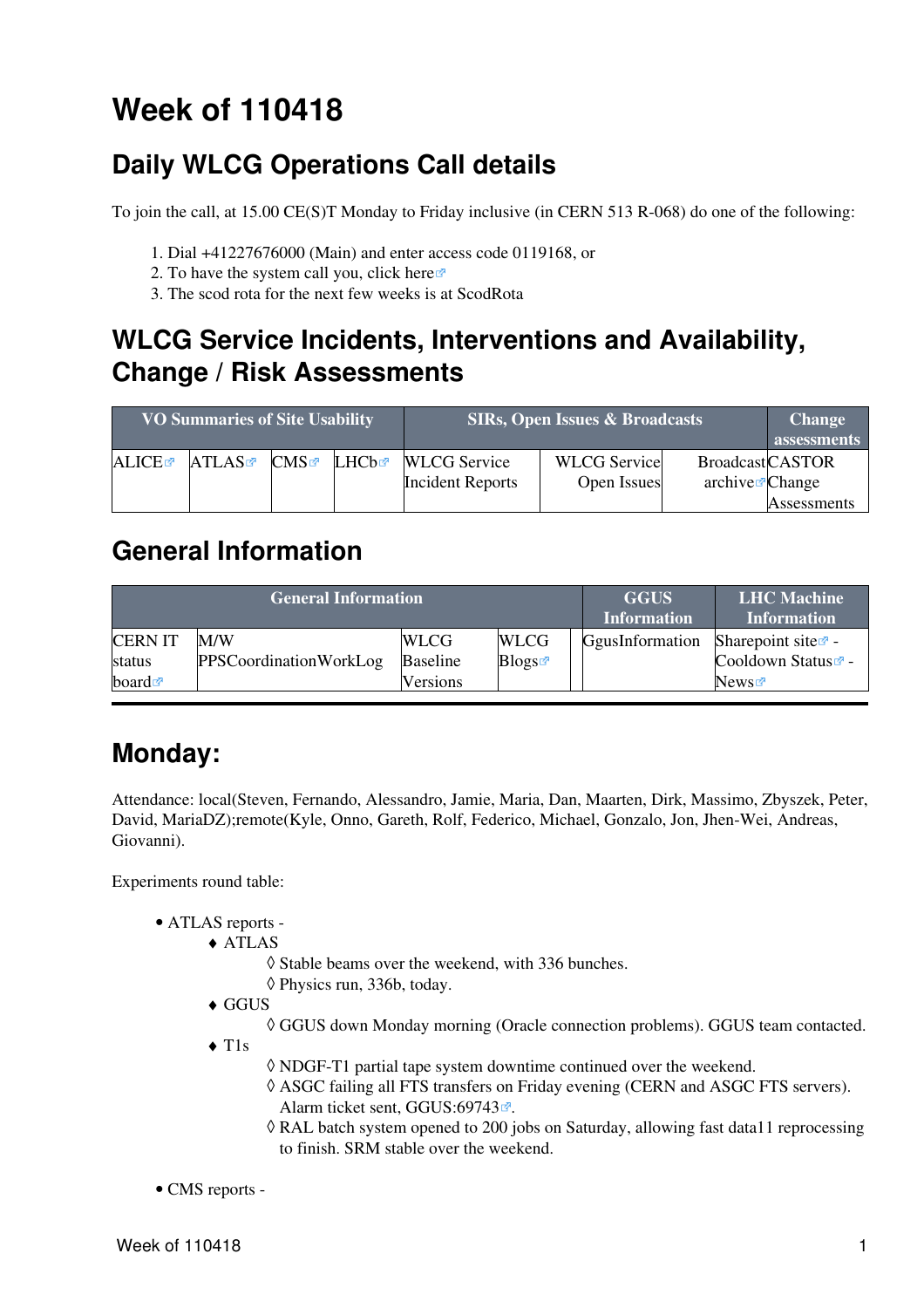# Week of 110418

## Daily WLCG Operations Call details

To join the call, at 15.00 CE(S)T Monday to Friday inclusive (in CERN 513 R-068) do one of the following:

1. Dial +41227676000 (Main) and enter access code 0119168, or
2. To have the system call you, click here
3. The scod rota for the next few weeks is at ScodRota

## WLCG Service Incidents, Interventions and Availability, Change / Risk Assessments

| VO Summaries of Site Usability | | | | SIRs, Open Issues & Broadcasts | | | Change assessments |
|---|---|---|---|---|---|---|---|
| ALICE | ATLAS | CMS | LHCb | WLCG Service Incident Reports | WLCG Service Open Issues | Broadcast archive | CASTOR Change Assessments |

## General Information

| General Information | | | | | GGUS Information | LHC Machine Information |
|---|---|---|---|---|---|---|
| CERN IT status board | M/W PPSCoordinationWorkLog | WLCG Baseline Versions | WLCG Blogs | | GgusInformation | Sharepoint site - Cooldown Status - News |

---

## Monday:

Attendance: local(Steven, Fernando, Alessandro, Jamie, Maria, Dan, Maarten, Dirk, Massimo, Zbyszek, Peter, David, MariaDZ);remote(Kyle, Onno, Gareth, Rolf, Federico, Michael, Gonzalo, Jon, Jhen-Wei, Andreas, Giovanni).

Experiments round table:

- ATLAS reports -
  - ATLAS
    - Stable beams over the weekend, with 336 bunches.
    - Physics run, 336b, today.
  - GGUS
    - GGUS down Monday morning (Oracle connection problems). GGUS team contacted.
  - T1s
    - NDGF-T1 partial tape system downtime continued over the weekend.
    - ASGC failing all FTS transfers on Friday evening (CERN and ASGC FTS servers). Alarm ticket sent, GGUS:69743.
    - RAL batch system opened to 200 jobs on Saturday, allowing fast data11 reprocessing to finish. SRM stable over the weekend.

- CMS reports -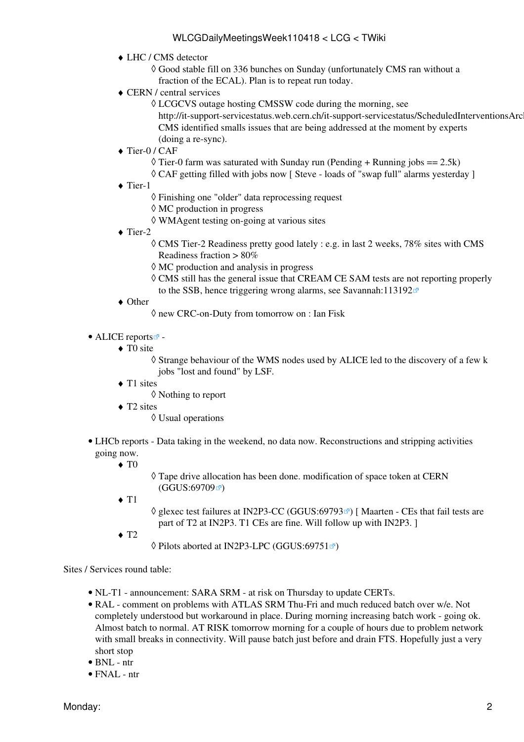- LHC / CMS detector
  - Good stable fill on 336 bunches on Sunday (unfortunately CMS ran without a fraction of the ECAL). Plan is to repeat run today.
- CERN / central services
  - LCGCVS outage hosting CMSSW code during the morning, see http://it-support-servicestatus.web.cern.ch/it-support-servicestatus/ScheduledInterventionsArc CMS identified smalls issues that are being addressed at the moment by experts (doing a re-sync).
- Tier-0 / CAF
  - Tier-0 farm was saturated with Sunday run (Pending + Running jobs == 2.5k)
  - CAF getting filled with jobs now [ Steve - loads of "swap full" alarms yesterday ]
- Tier-1
  - Finishing one "older" data reprocessing request
  - MC production in progress
  - WMAgent testing on-going at various sites
- Tier-2
  - CMS Tier-2 Readiness pretty good lately : e.g. in last 2 weeks, 78% sites with CMS Readiness fraction > 80%
  - MC production and analysis in progress
  - CMS still has the general issue that CREAM CE SAM tests are not reporting properly to the SSB, hence triggering wrong alarms, see Savannah:113192
- Other
  - new CRC-on-Duty from tomorrow on : Ian Fisk

- ALICE reports -
  - T0 site
    - Strange behaviour of the WMS nodes used by ALICE led to the discovery of a few k jobs "lost and found" by LSF.
  - T1 sites
    - Nothing to report
  - T2 sites
    - Usual operations

- LHCb reports - Data taking in the weekend, no data now. Reconstructions and stripping activities going now.
  - T0
    - Tape drive allocation has been done. modification of space token at CERN (GGUS:69709)
  - T1
    - glexec test failures at IN2P3-CC (GGUS:69793) [ Maarten - CEs that fail tests are part of T2 at IN2P3. T1 CEs are fine. Will follow up with IN2P3. ]
  - T2
    - Pilots aborted at IN2P3-LPC (GGUS:69751)

Sites / Services round table:

- NL-T1 - announcement: SARA SRM - at risk on Thursday to update CERTs.
- RAL - comment on problems with ATLAS SRM Thu-Fri and much reduced batch over w/e. Not completely understood but workaround in place. During morning increasing batch work - going ok. Almost batch to normal. AT RISK tomorrow morning for a couple of hours due to problem network with small breaks in connectivity. Will pause batch just before and drain FTS. Hopefully just a very short stop
- BNL - ntr
- FNAL - ntr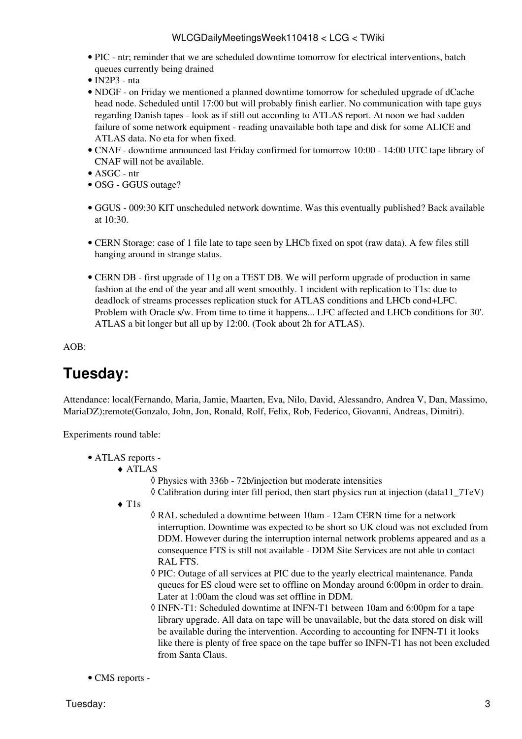- PIC - ntr; reminder that we are scheduled downtime tomorrow for electrical interventions, batch queues currently being drained
- IN2P3 - nta
- NDGF - on Friday we mentioned a planned downtime tomorrow for scheduled upgrade of dCache head node. Scheduled until 17:00 but will probably finish earlier. No communication with tape guys regarding Danish tapes - look as if still out according to ATLAS report. At noon we had sudden failure of some network equipment - reading unavailable both tape and disk for some ALICE and ATLAS data. No eta for when fixed.
- CNAF - downtime announced last Friday confirmed for tomorrow 10:00 - 14:00 UTC tape library of CNAF will not be available.
- ASGC - ntr
- OSG - GGUS outage?

- GGUS - 009:30 KIT unscheduled network downtime. Was this eventually published? Back available at 10:30.

- CERN Storage: case of 1 file late to tape seen by LHCb fixed on spot (raw data). A few files still hanging around in strange status.

- CERN DB - first upgrade of 11g on a TEST DB. We will perform upgrade of production in same fashion at the end of the year and all went smoothly. 1 incident with replication to T1s: due to deadlock of streams processes replication stuck for ATLAS conditions and LHCb cond+LFC. Problem with Oracle s/w. From time to time it happens... LFC affected and LHCb conditions for 30'. ATLAS a bit longer but all up by 12:00. (Took about 2h for ATLAS).

AOB:

## Tuesday:

Attendance: local(Fernando, Maria, Jamie, Maarten, Eva, Nilo, David, Alessandro, Andrea V, Dan, Massimo, MariaDZ);remote(Gonzalo, John, Jon, Ronald, Rolf, Felix, Rob, Federico, Giovanni, Andreas, Dimitri).

Experiments round table:

- ATLAS reports -
  - ATLAS
    - Physics with 336b - 72b/injection but moderate intensities
    - Calibration during inter fill period, then start physics run at injection (data11_7TeV)
  - T1s
    - RAL scheduled a downtime between 10am - 12am CERN time for a network interruption. Downtime was expected to be short so UK cloud was not excluded from DDM. However during the interruption internal network problems appeared and as a consequence FTS is still not available - DDM Site Services are not able to contact RAL FTS.
    - PIC: Outage of all services at PIC due to the yearly electrical maintenance. Panda queues for ES cloud were set to offline on Monday around 6:00pm in order to drain. Later at 1:00am the cloud was set offline in DDM.
    - INFN-T1: Scheduled downtime at INFN-T1 between 10am and 6:00pm for a tape library upgrade. All data on tape will be unavailable, but the data stored on disk will be available during the intervention. According to accounting for INFN-T1 it looks like there is plenty of free space on the tape buffer so INFN-T1 has not been excluded from Santa Claus.

- CMS reports -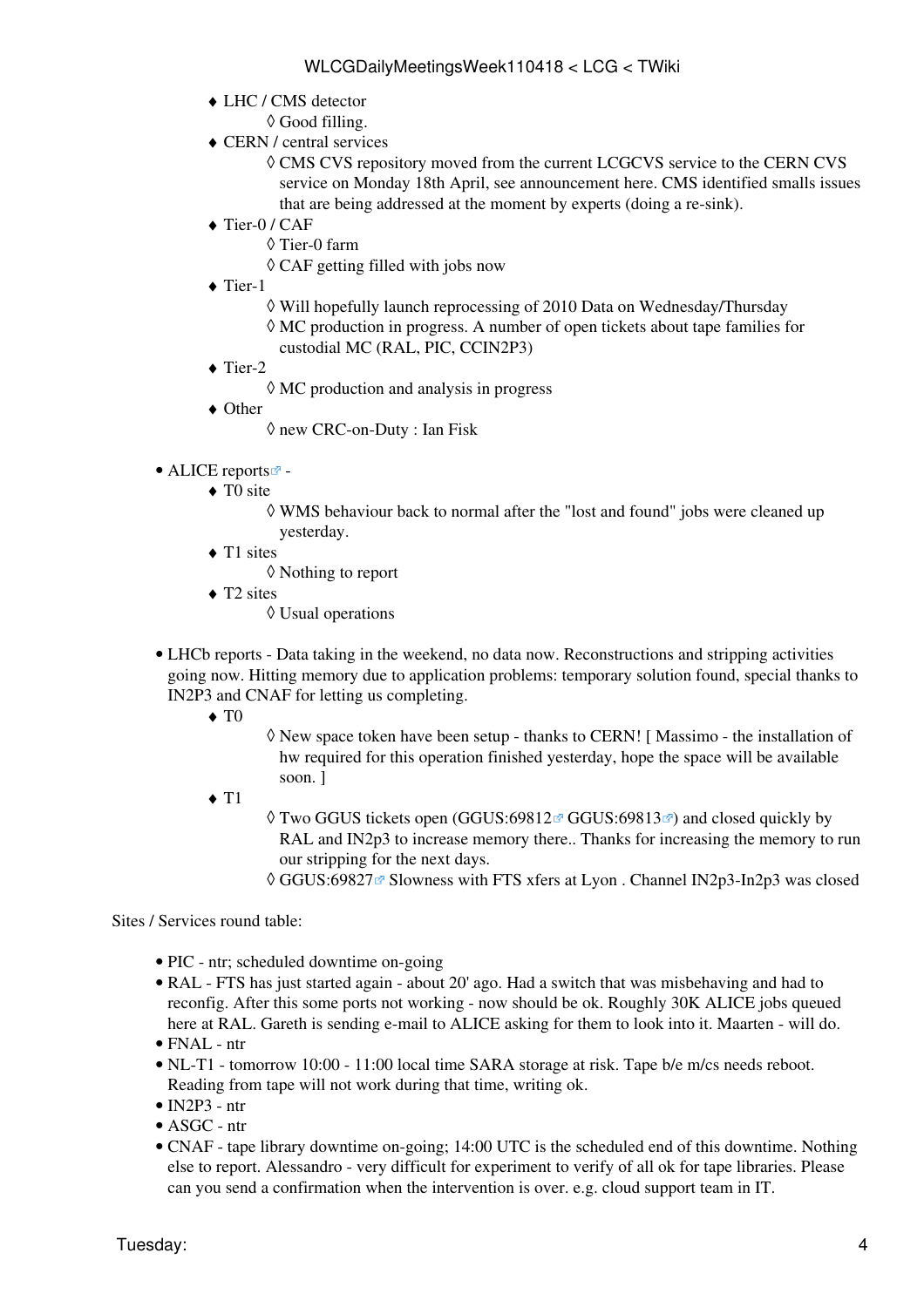- LHC / CMS detector
  - Good filling.
- CERN / central services
  - CMS CVS repository moved from the current LCGCVS service to the CERN CVS service on Monday 18th April, see announcement here. CMS identified smalls issues that are being addressed at the moment by experts (doing a re-sink).
- Tier-0 / CAF
  - Tier-0 farm
  - CAF getting filled with jobs now
- Tier-1
  - Will hopefully launch reprocessing of 2010 Data on Wednesday/Thursday
  - MC production in progress. A number of open tickets about tape families for custodial MC (RAL, PIC, CCIN2P3)
- Tier-2
  - MC production and analysis in progress
- Other
  - new CRC-on-Duty : Ian Fisk

- ALICE reports -
  - T0 site
    - WMS behaviour back to normal after the "lost and found" jobs were cleaned up yesterday.
  - T1 sites
    - Nothing to report
  - T2 sites
    - Usual operations

- LHCb reports - Data taking in the weekend, no data now. Reconstructions and stripping activities going now. Hitting memory due to application problems: temporary solution found, special thanks to IN2P3 and CNAF for letting us completing.
  - T0
    - New space token have been setup - thanks to CERN! [ Massimo - the installation of hw required for this operation finished yesterday, hope the space will be available soon. ]
  - T1
    - Two GGUS tickets open (GGUS:69812 GGUS:69813) and closed quickly by RAL and IN2p3 to increase memory there.. Thanks for increasing the memory to run our stripping for the next days.
    - GGUS:69827 Slowness with FTS xfers at Lyon . Channel IN2p3-In2p3 was closed

Sites / Services round table:

- PIC - ntr; scheduled downtime on-going
- RAL - FTS has just started again - about 20' ago. Had a switch that was misbehaving and had to reconfig. After this some ports not working - now should be ok. Roughly 30K ALICE jobs queued here at RAL. Gareth is sending e-mail to ALICE asking for them to look into it. Maarten - will do.
- FNAL - ntr
- NL-T1 - tomorrow 10:00 - 11:00 local time SARA storage at risk. Tape b/e m/cs needs reboot. Reading from tape will not work during that time, writing ok.
- IN2P3 - ntr
- ASGC - ntr
- CNAF - tape library downtime on-going; 14:00 UTC is the scheduled end of this downtime. Nothing else to report. Alessandro - very difficult for experiment to verify of all ok for tape libraries. Please can you send a confirmation when the intervention is over. e.g. cloud support team in IT.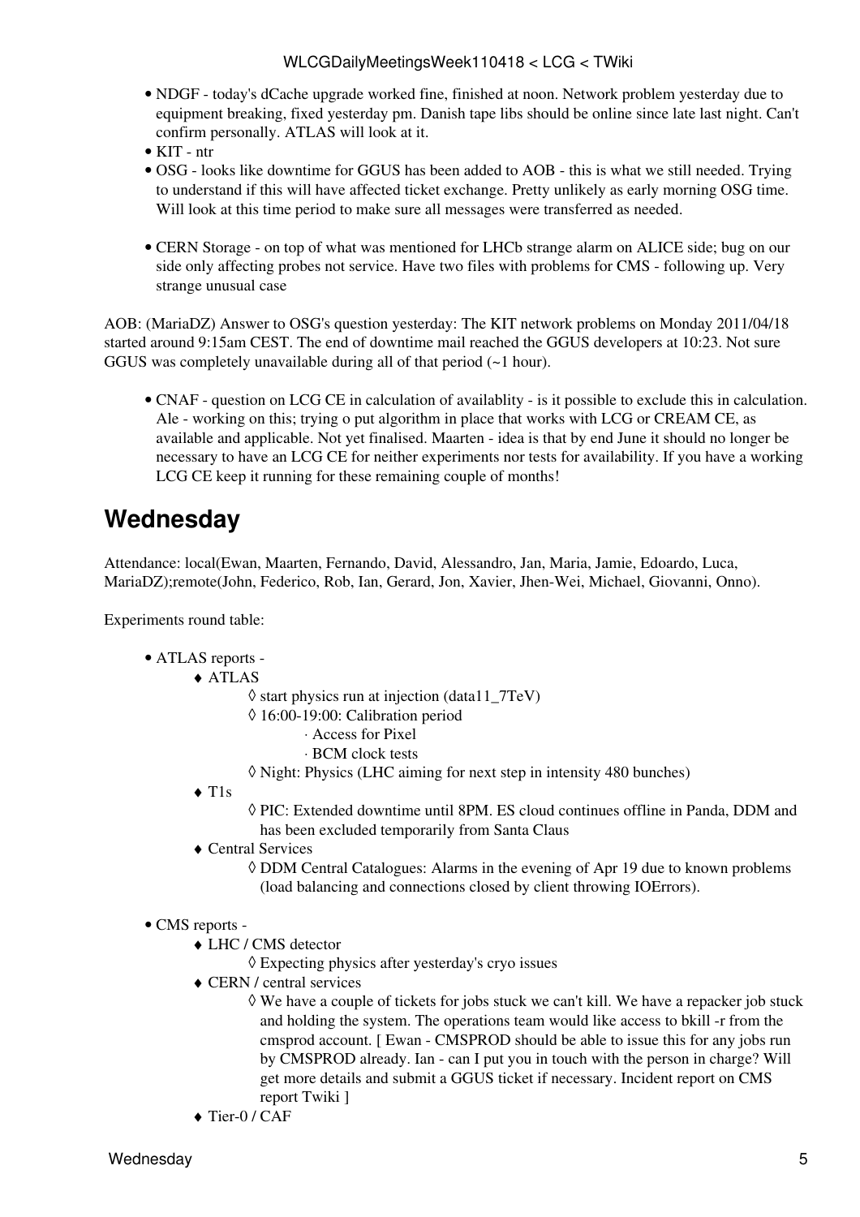- NDGF - today's dCache upgrade worked fine, finished at noon. Network problem yesterday due to equipment breaking, fixed yesterday pm. Danish tape libs should be online since late last night. Can't confirm personally. ATLAS will look at it.
- KIT - ntr
- OSG - looks like downtime for GGUS has been added to AOB - this is what we still needed. Trying to understand if this will have affected ticket exchange. Pretty unlikely as early morning OSG time. Will look at this time period to make sure all messages were transferred as needed.

- CERN Storage - on top of what was mentioned for LHCb strange alarm on ALICE side; bug on our side only affecting probes not service. Have two files with problems for CMS - following up. Very strange unusual case

AOB: (MariaDZ) Answer to OSG's question yesterday: The KIT network problems on Monday 2011/04/18 started around 9:15am CEST. The end of downtime mail reached the GGUS developers at 10:23. Not sure GGUS was completely unavailable during all of that period (~1 hour).

- CNAF - question on LCG CE in calculation of availablity - is it possible to exclude this in calculation. Ale - working on this; trying o put algorithm in place that works with LCG or CREAM CE, as available and applicable. Not yet finalised. Maarten - idea is that by end June it should no longer be necessary to have an LCG CE for neither experiments nor tests for availability. If you have a working LCG CE keep it running for these remaining couple of months!

## Wednesday

Attendance: local(Ewan, Maarten, Fernando, David, Alessandro, Jan, Maria, Jamie, Edoardo, Luca, MariaDZ);remote(John, Federico, Rob, Ian, Gerard, Jon, Xavier, Jhen-Wei, Michael, Giovanni, Onno).

Experiments round table:

- ATLAS reports -
  - ATLAS
    - start physics run at injection (data11_7TeV)
    - 16:00-19:00: Calibration period
      - Access for Pixel
      - BCM clock tests
    - Night: Physics (LHC aiming for next step in intensity 480 bunches)
  - T1s
    - PIC: Extended downtime until 8PM. ES cloud continues offline in Panda, DDM and has been excluded temporarily from Santa Claus
  - Central Services
    - DDM Central Catalogues: Alarms in the evening of Apr 19 due to known problems (load balancing and connections closed by client throwing IOErrors).

- CMS reports -
  - LHC / CMS detector
    - Expecting physics after yesterday's cryo issues
  - CERN / central services
    - We have a couple of tickets for jobs stuck we can't kill. We have a repacker job stuck and holding the system. The operations team would like access to bkill -r from the cmsprod account. [ Ewan - CMSPROD should be able to issue this for any jobs run by CMSPROD already. Ian - can I put you in touch with the person in charge? Will get more details and submit a GGUS ticket if necessary. Incident report on CMS report Twiki ]
  - Tier-0 / CAF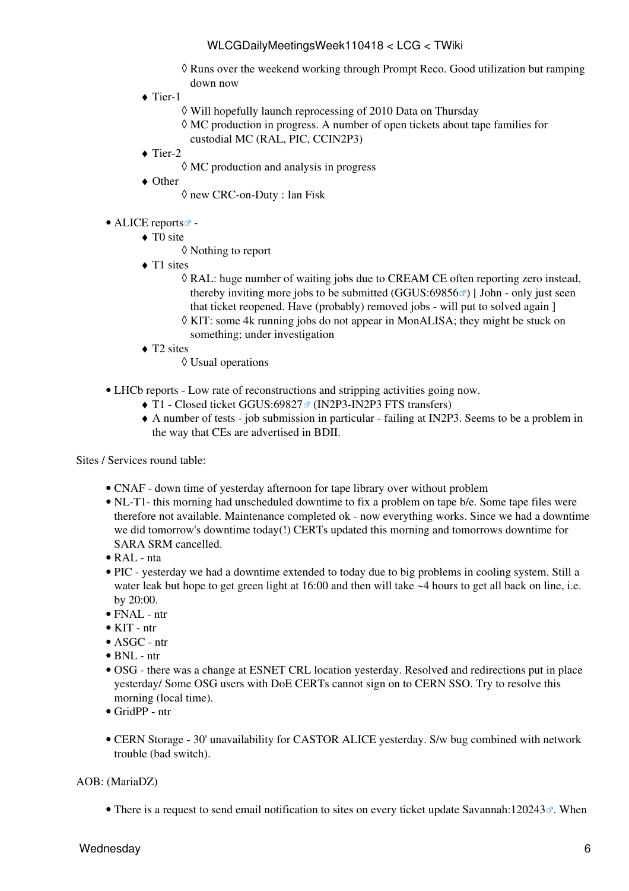- Runs over the weekend working through Prompt Reco. Good utilization but ramping down now
        - Tier-1
            - Will hopefully launch reprocessing of 2010 Data on Thursday
            - MC production in progress. A number of open tickets about tape families for custodial MC (RAL, PIC, CCIN2P3)
        - Tier-2
            - MC production and analysis in progress
        - Other
            - new CRC-on-Duty : Ian Fisk

- ALICE reports -
    - T0 site
        - Nothing to report
    - T1 sites
        - RAL: huge number of waiting jobs due to CREAM CE often reporting zero instead, thereby inviting more jobs to be submitted (GGUS:69856) [ John - only just seen that ticket reopened. Have (probably) removed jobs - will put to solved again ]
        - KIT: some 4k running jobs do not appear in MonALISA; they might be stuck on something; under investigation
    - T2 sites
        - Usual operations

- LHCb reports - Low rate of reconstructions and stripping activities going now.
    - T1 - Closed ticket GGUS:69827 (IN2P3-IN2P3 FTS transfers)
    - A number of tests - job submission in particular - failing at IN2P3. Seems to be a problem in the way that CEs are advertised in BDII.

Sites / Services round table:

- CNAF - down time of yesterday afternoon for tape library over without problem
- NL-T1- this morning had unscheduled downtime to fix a problem on tape b/e. Some tape files were therefore not available. Maintenance completed ok - now everything works. Since we had a downtime we did tomorrow's downtime today(!) CERTs updated this morning and tomorrows downtime for SARA SRM cancelled.
- RAL - nta
- PIC - yesterday we had a downtime extended to today due to big problems in cooling system. Still a water leak but hope to get green light at 16:00 and then will take ~4 hours to get all back on line, i.e. by 20:00.
- FNAL - ntr
- KIT - ntr
- ASGC - ntr
- BNL - ntr
- OSG - there was a change at ESNET CRL location yesterday. Resolved and redirections put in place yesterday/ Some OSG users with DoE CERTs cannot sign on to CERN SSO. Try to resolve this morning (local time).
- GridPP - ntr

- CERN Storage - 30' unavailability for CASTOR ALICE yesterday. S/w bug combined with network trouble (bad switch).

AOB: (MariaDZ)

- There is a request to send email notification to sites on every ticket update Savannah:120243. When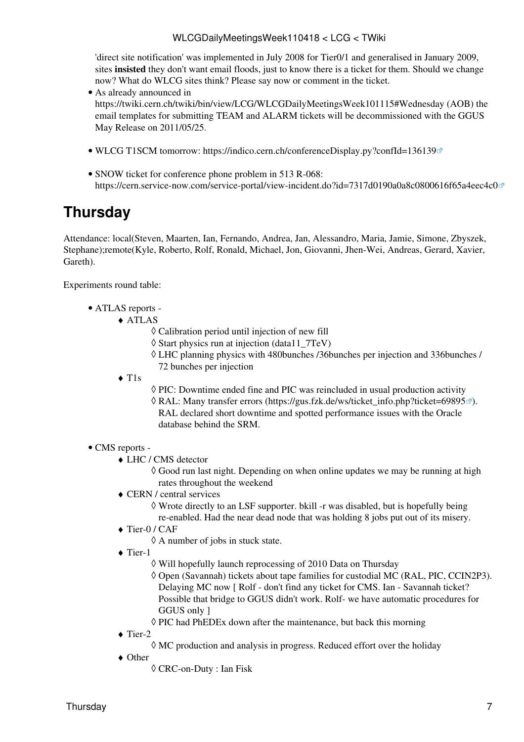'direct site notification' was implemented in July 2008 for Tier0/1 and generalised in January 2009, sites **insisted** they don't want email floods, just to know there is a ticket for them. Should we change now? What do WLCG sites think? Please say now or comment in the ticket.

- As already announced in https://twiki.cern.ch/twiki/bin/view/LCG/WLCGDailyMeetingsWeek101115#Wednesday (AOB) the email templates for submitting TEAM and ALARM tickets will be decommissioned with the GGUS May Release on 2011/05/25.

- WLCG T1SCM tomorrow: https://indico.cern.ch/conferenceDisplay.py?confId=136139

- SNOW ticket for conference phone problem in 513 R-068: https://cern.service-now.com/service-portal/view-incident.do?id=7317d0190a0a8c0800616f65a4eec4c0

# Thursday

Attendance: local(Steven, Maarten, Ian, Fernando, Andrea, Jan, Alessandro, Maria, Jamie, Simone, Zbyszek, Stephane);remote(Kyle, Roberto, Rolf, Ronald, Michael, Jon, Giovanni, Jhen-Wei, Andreas, Gerard, Xavier, Gareth).

Experiments round table:

- ATLAS reports -
  - ATLAS
    - Calibration period until injection of new fill
    - Start physics run at injection (data11_7TeV)
    - LHC planning physics with 480bunches /36bunches per injection and 336bunches / 72 bunches per injection
  - T1s
    - PIC: Downtime ended fine and PIC was reincluded in usual production activity
    - RAL: Many transfer errors (https://gus.fzk.de/ws/ticket_info.php?ticket=69895). RAL declared short downtime and spotted performance issues with the Oracle database behind the SRM.

- CMS reports -
  - LHC / CMS detector
    - Good run last night. Depending on when online updates we may be running at high rates throughout the weekend
  - CERN / central services
    - Wrote directly to an LSF supporter. bkill -r was disabled, but is hopefully being re-enabled. Had the near dead node that was holding 8 jobs put out of its misery.
  - Tier-0 / CAF
    - A number of jobs in stuck state.
  - Tier-1
    - Will hopefully launch reprocessing of 2010 Data on Thursday
    - Open (Savannah) tickets about tape families for custodial MC (RAL, PIC, CCIN2P3). Delaying MC now [ Rolf - don't find any ticket for CMS. Ian - Savannah ticket? Possible that bridge to GGUS didn't work. Rolf- we have automatic procedures for GGUS only ]
    - PIC had PhEDEx down after the maintenance, but back this morning
  - Tier-2
    - MC production and analysis in progress. Reduced effort over the holiday
  - Other
    - CRC-on-Duty : Ian Fisk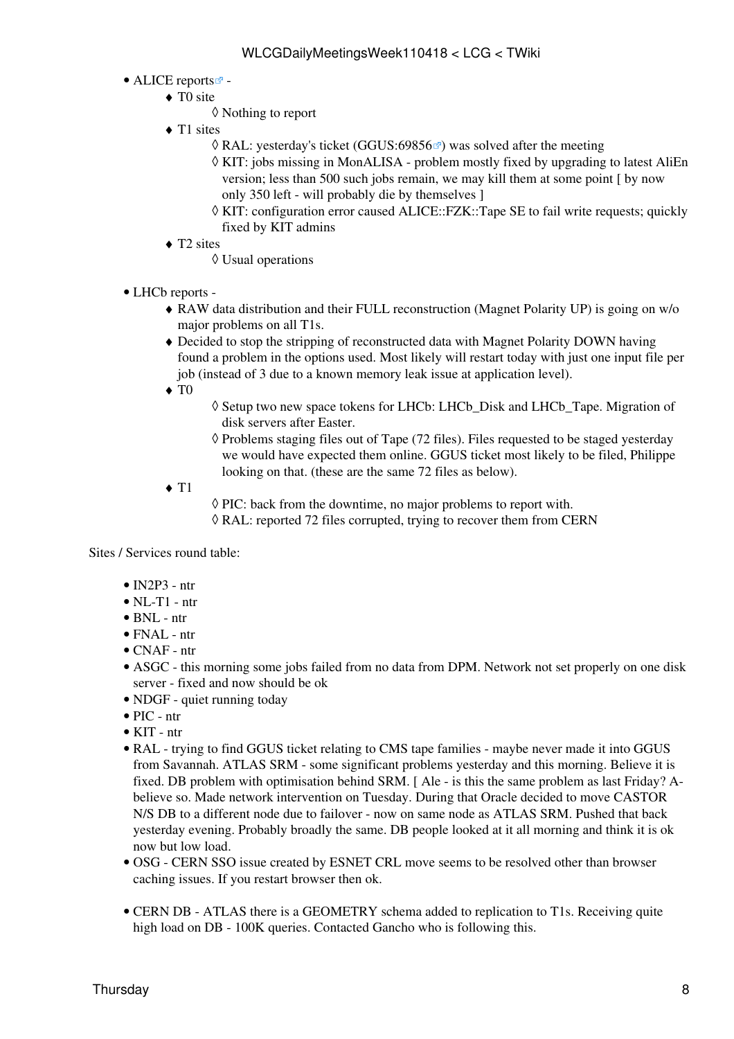- ALICE reports -
  - T0 site
    - Nothing to report
  - T1 sites
    - RAL: yesterday's ticket (GGUS:69856) was solved after the meeting
    - KIT: jobs missing in MonALISA - problem mostly fixed by upgrading to latest AliEn version; less than 500 such jobs remain, we may kill them at some point [ by now only 350 left - will probably die by themselves ]
    - KIT: configuration error caused ALICE::FZK::Tape SE to fail write requests; quickly fixed by KIT admins
  - T2 sites
    - Usual operations

- LHCb reports -
  - RAW data distribution and their FULL reconstruction (Magnet Polarity UP) is going on w/o major problems on all T1s.
  - Decided to stop the stripping of reconstructed data with Magnet Polarity DOWN having found a problem in the options used. Most likely will restart today with just one input file per job (instead of 3 due to a known memory leak issue at application level).
  - T0
    - Setup two new space tokens for LHCb: LHCb_Disk and LHCb_Tape. Migration of disk servers after Easter.
    - Problems staging files out of Tape (72 files). Files requested to be staged yesterday we would have expected them online. GGUS ticket most likely to be filed, Philippe looking on that. (these are the same 72 files as below).
  - T1
    - PIC: back from the downtime, no major problems to report with.
    - RAL: reported 72 files corrupted, trying to recover them from CERN

Sites / Services round table:

- IN2P3 - ntr
- NL-T1 - ntr
- BNL - ntr
- FNAL - ntr
- CNAF - ntr
- ASGC - this morning some jobs failed from no data from DPM. Network not set properly on one disk server - fixed and now should be ok
- NDGF - quiet running today
- PIC - ntr
- KIT - ntr
- RAL - trying to find GGUS ticket relating to CMS tape families - maybe never made it into GGUS from Savannah. ATLAS SRM - some significant problems yesterday and this morning. Believe it is fixed. DB problem with optimisation behind SRM. [ Ale - is this the same problem as last Friday? A-believe so. Made network intervention on Tuesday. During that Oracle decided to move CASTOR N/S DB to a different node due to failover - now on same node as ATLAS SRM. Pushed that back yesterday evening. Probably broadly the same. DB people looked at it all morning and think it is ok now but low load.
- OSG - CERN SSO issue created by ESNET CRL move seems to be resolved other than browser caching issues. If you restart browser then ok.

- CERN DB - ATLAS there is a GEOMETRY schema added to replication to T1s. Receiving quite high load on DB - 100K queries. Contacted Gancho who is following this.

Thursday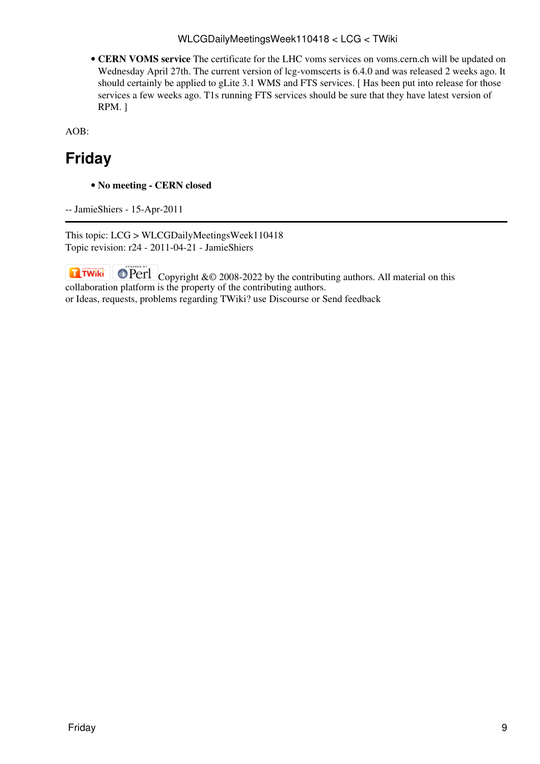- **CERN VOMS service** The certificate for the LHC voms services on voms.cern.ch will be updated on Wednesday April 27th. The current version of lcg-vomscerts is 6.4.0 and was released 2 weeks ago. It should certainly be applied to gLite 3.1 WMS and FTS services. [ Has been put into release for those services a few weeks ago. T1s running FTS services should be sure that they have latest version of RPM. ]

AOB:

## Friday

- **No meeting - CERN closed**

-- JamieShiers - 15-Apr-2011

---

This topic: LCG > WLCGDailyMeetingsWeek110418
Topic revision: r24 - 2011-04-21 - JamieShiers

Copyright &© 2008-2022 by the contributing authors. All material on this collaboration platform is the property of the contributing authors.
or Ideas, requests, problems regarding TWiki? use Discourse or Send feedback